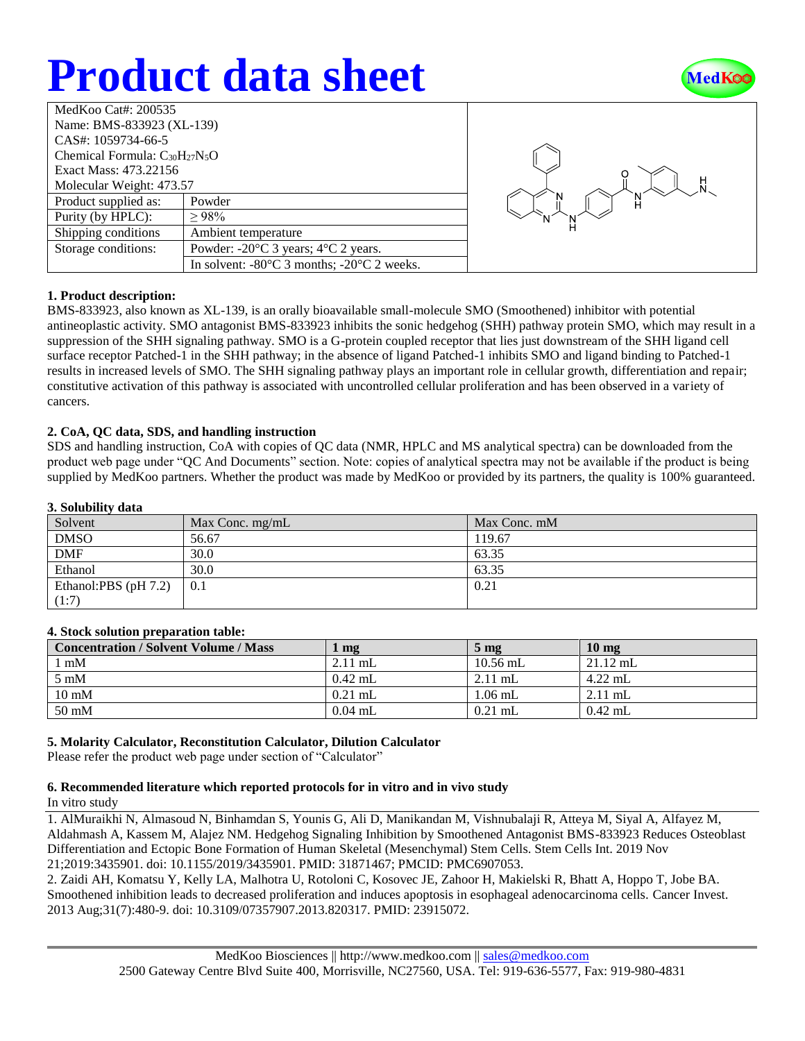# Product data sheet

| MedKoo Cat#: 200535 | |
|---|---|
| Name: BMS-833923 (XL-139) | |
| CAS#: 1059734-66-5 | |
| Chemical Formula: $C_{30}H_{27}N_5O$ | |
| Exact Mass: 473.22156 | |
| Molecular Weight: 473.57 | |
| Product supplied as: | Powder |
| Purity (by HPLC): | ≥ 98% |
| Shipping conditions | Ambient temperature |
| Storage conditions: | Powder: -20°C 3 years; 4°C 2 years. |
| | In solvent: -80°C 3 months; -20°C 2 weeks. |

### 1. Product description:

BMS-833923, also known as XL-139, is an orally bioavailable small-molecule SMO (Smoothened) inhibitor with potential antineoplastic activity. SMO antagonist BMS-833923 inhibits the sonic hedgehog (SHH) pathway protein SMO, which may result in a suppression of the SHH signaling pathway. SMO is a G-protein coupled receptor that lies just downstream of the SHH ligand cell surface receptor Patched-1 in the SHH pathway; in the absence of ligand Patched-1 inhibits SMO and ligand binding to Patched-1 results in increased levels of SMO. The SHH signaling pathway plays an important role in cellular growth, differentiation and repair; constitutive activation of this pathway is associated with uncontrolled cellular proliferation and has been observed in a variety of cancers.

### 2. CoA, QC data, SDS, and handling instruction

SDS and handling instruction, CoA with copies of QC data (NMR, HPLC and MS analytical spectra) can be downloaded from the product web page under "QC And Documents" section. Note: copies of analytical spectra may not be available if the product is being supplied by MedKoo partners. Whether the product was made by MedKoo or provided by its partners, the quality is 100% guaranteed.

### 3. Solubility data

| Solvent | Max Conc. mg/mL | Max Conc. mM |
|---|---|---|
| DMSO | 56.67 | 119.67 |
| DMF | 30.0 | 63.35 |
| Ethanol | 30.0 | 63.35 |
| Ethanol:PBS (pH 7.2) (1:7) | 0.1 | 0.21 |

### 4. Stock solution preparation table:

| Concentration / Solvent Volume / Mass | 1 mg | 5 mg | 10 mg |
|---|---|---|---|
| 1 mM | 2.11 mL | 10.56 mL | 21.12 mL |
| 5 mM | 0.42 mL | 2.11 mL | 4.22 mL |
| 10 mM | 0.21 mL | 1.06 mL | 2.11 mL |
| 50 mM | 0.04 mL | 0.21 mL | 0.42 mL |

### 5. Molarity Calculator, Reconstitution Calculator, Dilution Calculator

Please refer the product web page under section of "Calculator"

### 6. Recommended literature which reported protocols for in vitro and in vivo study

In vitro study

1. AlMuraikhi N, Almasoud N, Binhamdan S, Younis G, Ali D, Manikandan M, Vishnubalaji R, Atteya M, Siyal A, Alfayez M, Aldahmash A, Kassem M, Alajez NM. Hedgehog Signaling Inhibition by Smoothened Antagonist BMS-833923 Reduces Osteoblast Differentiation and Ectopic Bone Formation of Human Skeletal (Mesenchymal) Stem Cells. Stem Cells Int. 2019 Nov 21;2019:3435901. doi: 10.1155/2019/3435901. PMID: 31871467; PMCID: PMC6907053.
2. Zaidi AH, Komatsu Y, Kelly LA, Malhotra U, Rotoloni C, Kosovec JE, Zahoor H, Makielski R, Bhatt A, Hoppo T, Jobe BA. Smoothened inhibition leads to decreased proliferation and induces apoptosis in esophageal adenocarcinoma cells. Cancer Invest. 2013 Aug;31(7):480-9. doi: 10.3109/07357907.2013.820317. PMID: 23915072.

MedKoo Biosciences || http://www.medkoo.com || sales@medkoo.com
2500 Gateway Centre Blvd Suite 400, Morrisville, NC27560, USA. Tel: 919-636-5577, Fax: 919-980-4831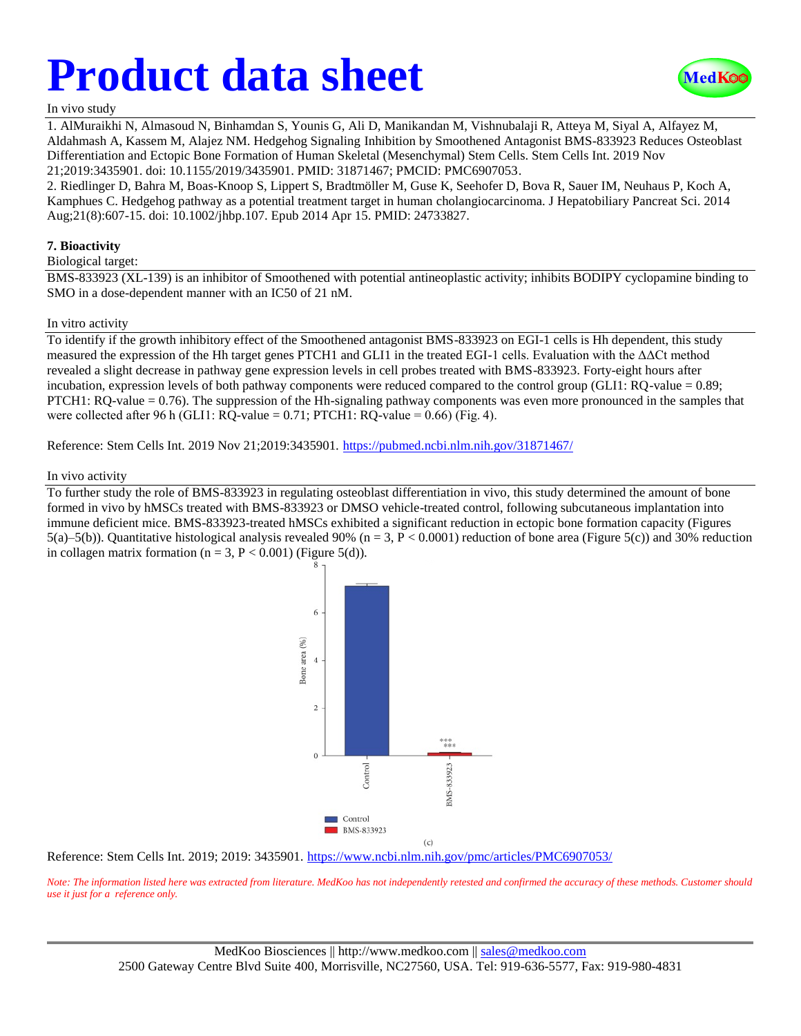In vivo study

1. AlMuraikhi N, Almasoud N, Binhamdan S, Younis G, Ali D, Manikandan M, Vishnubalaji R, Atteya M, Siyal A, Alfayez M, Aldahmash A, Kassem M, Alajez NM. Hedgehog Signaling Inhibition by Smoothened Antagonist BMS-833923 Reduces Osteoblast Differentiation and Ectopic Bone Formation of Human Skeletal (Mesenchymal) Stem Cells. Stem Cells Int. 2019 Nov 21;2019:3435901. doi: 10.1155/2019/3435901. PMID: 31871467; PMCID: PMC6907053.
2. Riedlinger D, Bahra M, Boas-Knoop S, Lippert S, Bradtmöller M, Guse K, Seehofer D, Bova R, Sauer IM, Neuhaus P, Koch A, Kamphues C. Hedgehog pathway as a potential treatment target in human cholangiocarcinoma. J Hepatobiliary Pancreat Sci. 2014 Aug;21(8):607-15. doi: 10.1002/jhbp.107. Epub 2014 Apr 15. PMID: 24733827.

## 7. Bioactivity

Biological target:

BMS-833923 (XL-139) is an inhibitor of Smoothened with potential antineoplastic activity; inhibits BODIPY cyclopamine binding to SMO in a dose-dependent manner with an IC50 of 21 nM.

In vitro activity

To identify if the growth inhibitory effect of the Smoothened antagonist BMS-833923 on EGI-1 cells is Hh dependent, this study measured the expression of the Hh target genes PTCH1 and GLI1 in the treated EGI-1 cells. Evaluation with the ΔΔCt method revealed a slight decrease in pathway gene expression levels in cell probes treated with BMS-833923. Forty-eight hours after incubation, expression levels of both pathway components were reduced compared to the control group (GLI1: RQ-value = 0.89; PTCH1: RQ-value = 0.76). The suppression of the Hh-signaling pathway components was even more pronounced in the samples that were collected after 96 h (GLI1: RQ-value = 0.71; PTCH1: RQ-value = 0.66) (Fig. 4).

Reference: Stem Cells Int. 2019 Nov 21;2019:3435901. https://pubmed.ncbi.nlm.nih.gov/31871467/

In vivo activity

To further study the role of BMS-833923 in regulating osteoblast differentiation in vivo, this study determined the amount of bone formed in vivo by hMSCs treated with BMS-833923 or DMSO vehicle-treated control, following subcutaneous implantation into immune deficient mice. BMS-833923-treated hMSCs exhibited a significant reduction in ectopic bone formation capacity (Figures 5(a)–5(b)). Quantitative histological analysis revealed 90% (n = 3, $P < 0.0001$) reduction of bone area (Figure 5(c)) and 30% reduction in collagen matrix formation (n = 3, $P < 0.001$) (Figure 5(d)).

Bone area (%)
8
6
4
2
0
***
***
Control
BMS-833923
Control
BMS-833923
(c)

Reference: Stem Cells Int. 2019; 2019: 3435901. https://www.ncbi.nlm.nih.gov/pmc/articles/PMC6907053/

*Note: The information listed here was extracted from literature. MedKoo has not independently retested and confirmed the accuracy of these methods. Customer should use it just for a reference only.*